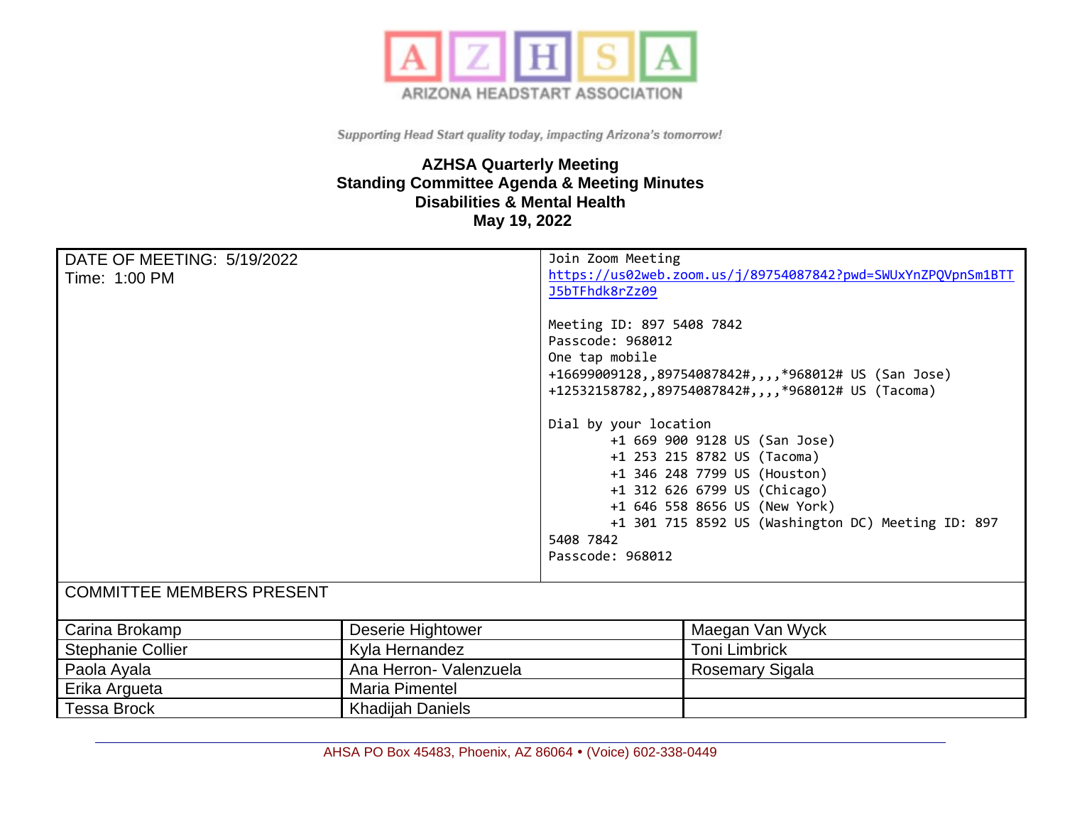A Z H S A

ARIZONA HEADSTART ASSOCIATION

*Supporting Head Start quality today, impacting Arizona's tomorrow!*

**AZHSA Quarterly Meeting**
**Standing Committee Agenda & Meeting Minutes**
**Disabilities & Mental Health**
**May 19, 2022**

| DATE OF MEETING: 5/19/2022<br>Time: 1:00 PM | Join Zoom Meeting<br>https://us02web.zoom.us/j/89754087842?pwd=SWUxYnZPQVpnSm1BTTJ5bTFhdk8rZz09<br><br>Meeting ID: 897 5408 7842<br>Passcode: 968012<br>One tap mobile<br>+16699009128,,89754087842#,,,,*968012# US (San Jose)<br>+12532158782,,89754087842#,,,,*968012# US (Tacoma)<br><br>Dial by your location<br>+1 669 900 9128 US (San Jose)<br>+1 253 215 8782 US (Tacoma)<br>+1 346 248 7799 US (Houston)<br>+1 312 626 6799 US (Chicago)<br>+1 646 558 8656 US (New York)<br>+1 301 715 8592 US (Washington DC) Meeting ID: 897 5408 7842<br>Passcode: 968012 |
|---|---|

**COMMITTEE MEMBERS PRESENT**

| | | |
|---|---|---|
| Carina Brokamp | Deserie Hightower | Maegan Van Wyck |
| Stephanie Collier | Kyla Hernandez | Toni Limbrick |
| Paola Ayala | Ana Herron- Valenzuela | Rosemary Sigala |
| Erika Argueta | Maria Pimentel | |
| Tessa Brock | Khadijah Daniels | |

AHSA PO Box 45483, Phoenix, AZ 86064 • (Voice) 602-338-0449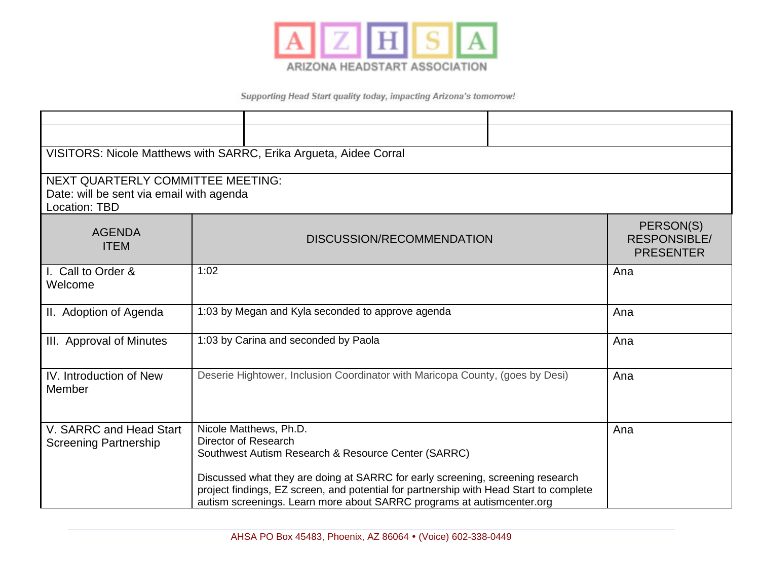ARIZONA HEADSTART ASSOCIATION

*Supporting Head Start quality today, impacting Arizona's tomorrow!*

| | | |
|---|---|---|
| | | |
| | | |

VISITORS: Nicole Matthews with SARRC, Erika Argueta, Aidee Corral

NEXT QUARTERLY COMMITTEE MEETING:
Date: will be sent via email with agenda
Location: TBD

| AGENDA ITEM | DISCUSSION/RECOMMENDATION | PERSON(S) RESPONSIBLE/ PRESENTER |
|---|---|---|
| I. Call to Order & Welcome | 1:02 | Ana |
| II. Adoption of Agenda | 1:03 by Megan and Kyla seconded to approve agenda | Ana |
| III. Approval of Minutes | 1:03 by Carina and seconded by Paola | Ana |
| IV. Introduction of New Member | Deserie Hightower, Inclusion Coordinator with Maricopa County, (goes by Desi) | Ana |
| V. SARRC and Head Start Screening Partnership | Nicole Matthews, Ph.D.<br>Director of Research<br>Southwest Autism Research & Resource Center (SARRC)<br><br>Discussed what they are doing at SARRC for early screening, screening research project findings, EZ screen, and potential for partnership with Head Start to complete autism screenings. Learn more about SARRC programs at autismcenter.org | Ana |

AHSA PO Box 45483, Phoenix, AZ 86064 • (Voice) 602-338-0449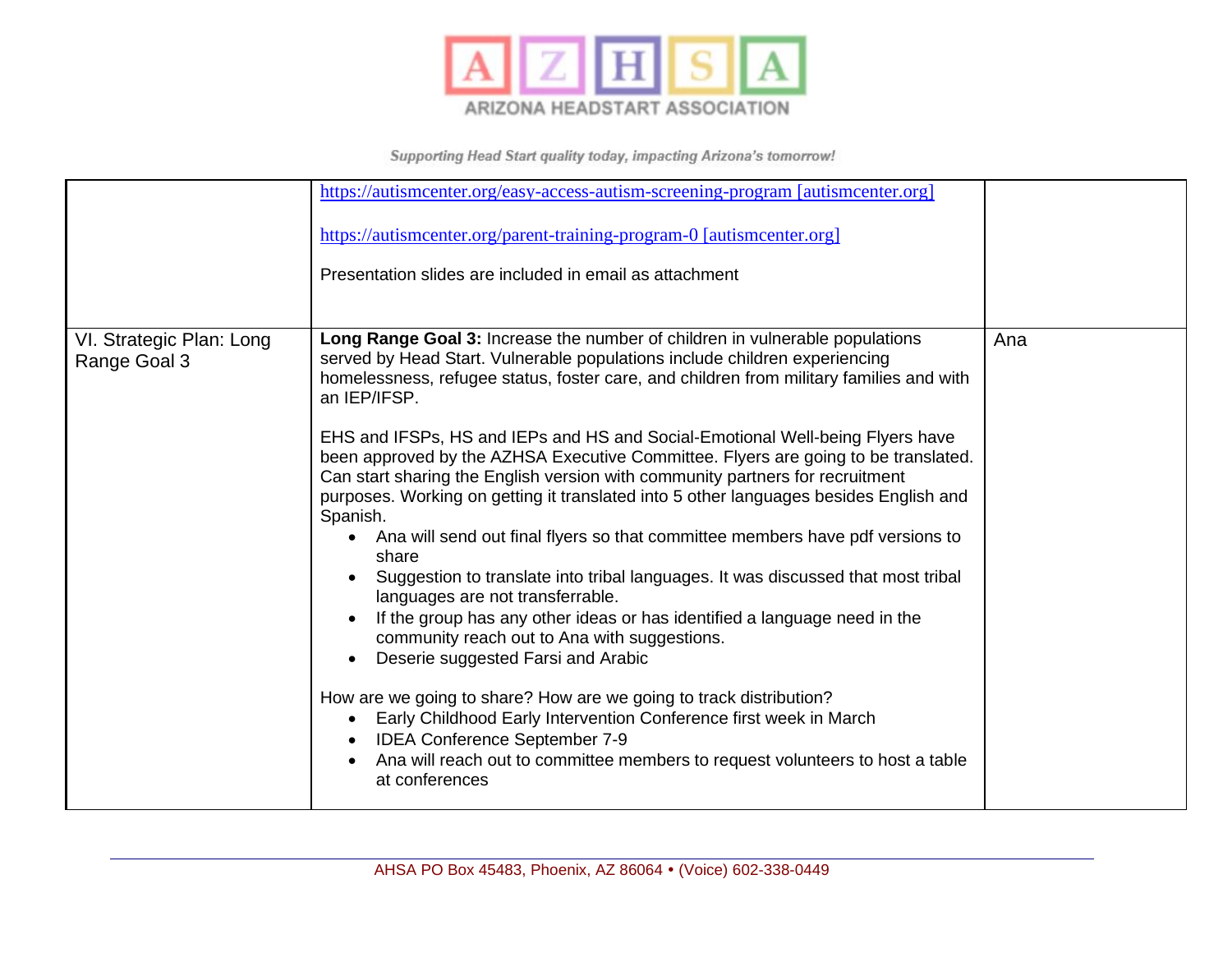| | | |
|---|---|---|
| | https://autismcenter.org/easy-access-autism-screening-program [autismcenter.org]<br><br>https://autismcenter.org/parent-training-program-0 [autismcenter.org]<br><br>Presentation slides are included in email as attachment | |
| VI. Strategic Plan: Long Range Goal 3 | **Long Range Goal 3:** Increase the number of children in vulnerable populations served by Head Start. Vulnerable populations include children experiencing homelessness, refugee status, foster care, and children from military families and with an IEP/IFSP.<br><br>EHS and IFSPs, HS and IEPs and HS and Social-Emotional Well-being Flyers have been approved by the AZHSA Executive Committee. Flyers are going to be translated. Can start sharing the English version with community partners for recruitment purposes. Working on getting it translated into 5 other languages besides English and Spanish.<br>• Ana will send out final flyers so that committee members have pdf versions to share<br>• Suggestion to translate into tribal languages. It was discussed that most tribal languages are not transferrable.<br>• If the group has any other ideas or has identified a language need in the community reach out to Ana with suggestions.<br>• Deserie suggested Farsi and Arabic<br><br>How are we going to share? How are we going to track distribution?<br>• Early Childhood Early Intervention Conference first week in March<br>• IDEA Conference September 7-9<br>• Ana will reach out to committee members to request volunteers to host a table at conferences | Ana |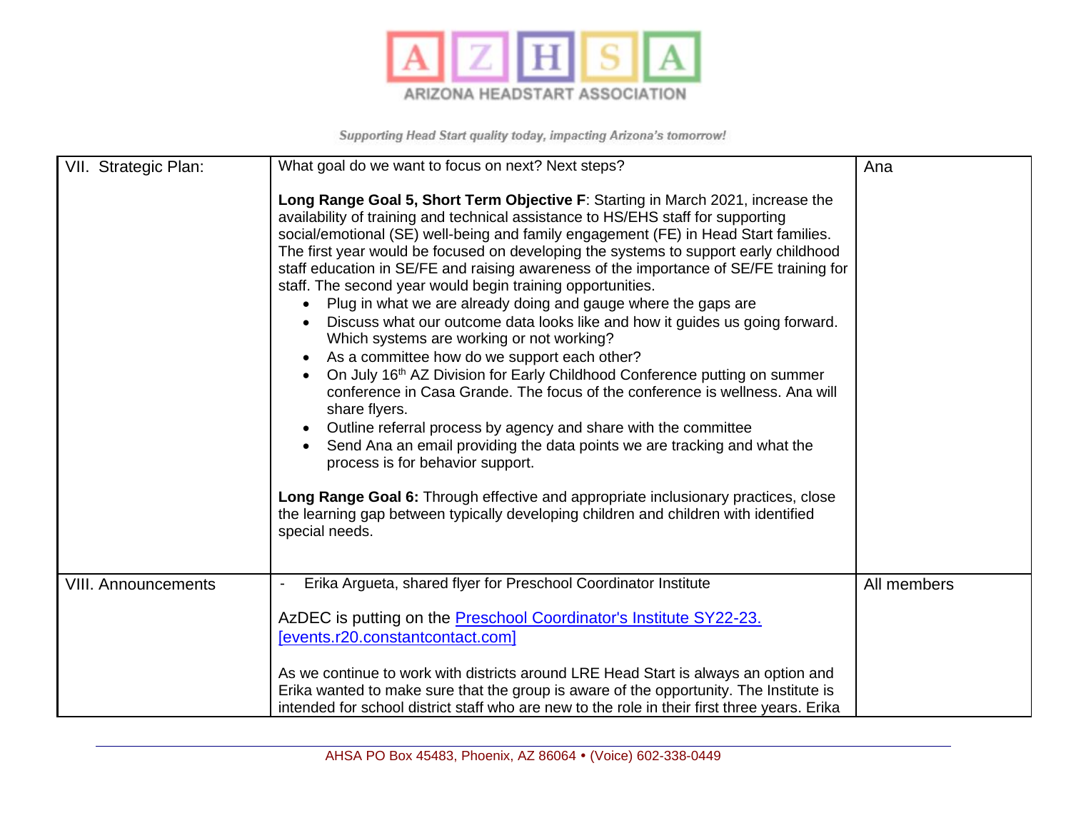| VII. Strategic Plan: | What goal do we want to focus on next? Next steps?<br><br>**Long Range Goal 5, Short Term Objective F**: Starting in March 2021, increase the availability of training and technical assistance to HS/EHS staff for supporting social/emotional (SE) well-being and family engagement (FE) in Head Start families. The first year would be focused on developing the systems to support early childhood staff education in SE/FE and raising awareness of the importance of SE/FE training for staff. The second year would begin training opportunities.<br>• Plug in what we are already doing and gauge where the gaps are<br>• Discuss what our outcome data looks like and how it guides us going forward. Which systems are working or not working?<br>• As a committee how do we support each other?<br>• On July 16th AZ Division for Early Childhood Conference putting on summer conference in Casa Grande. The focus of the conference is wellness. Ana will share flyers.<br>• Outline referral process by agency and share with the committee<br>• Send Ana an email providing the data points we are tracking and what the process is for behavior support.<br><br>**Long Range Goal 6:** Through effective and appropriate inclusionary practices, close the learning gap between typically developing children and children with identified special needs. | Ana |
|---|---|---|
| VIII. Announcements | - Erika Argueta, shared flyer for Preschool Coordinator Institute<br><br>AzDEC is putting on the [Preschool Coordinator's Institute SY22-23. [events.r20.constantcontact.com]]()<br><br>As we continue to work with districts around LRE Head Start is always an option and Erika wanted to make sure that the group is aware of the opportunity. The Institute is intended for school district staff who are new to the role in their first three years. Erika | All members |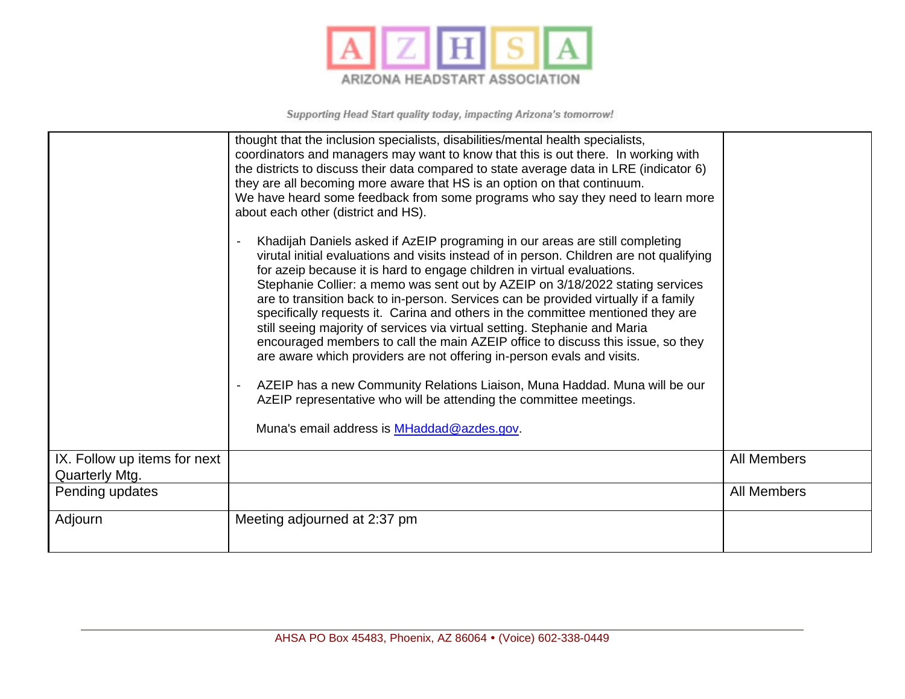| | | |
|---|---|---|
| | thought that the inclusion specialists, disabilities/mental health specialists, coordinators and managers may want to know that this is out there. In working with the districts to discuss their data compared to state average data in LRE (indicator 6) they are all becoming more aware that HS is an option on that continuum.<br>We have heard some feedback from some programs who say they need to learn more about each other (district and HS).<br><br>- Khadijah Daniels asked if AzEIP programing in our areas are still completing virutal initial evaluations and visits instead of in person. Children are not qualifying for azeip because it is hard to engage children in virtual evaluations. Stephanie Collier: a memo was sent out by AZEIP on 3/18/2022 stating services are to transition back to in-person. Services can be provided virtually if a family specifically requests it. Carina and others in the committee mentioned they are still seeing majority of services via virtual setting. Stephanie and Maria encouraged members to call the main AZEIP office to discuss this issue, so they are aware which providers are not offering in-person evals and visits.<br><br>- AZEIP has a new Community Relations Liaison, Muna Haddad. Muna will be our AzEIP representative who will be attending the committee meetings.<br><br>Muna's email address is MHaddad@azdes.gov. | |
| IX. Follow up items for next Quarterly Mtg. | | All Members |
| Pending updates | | All Members |
| Adjourn | Meeting adjourned at 2:37 pm | |